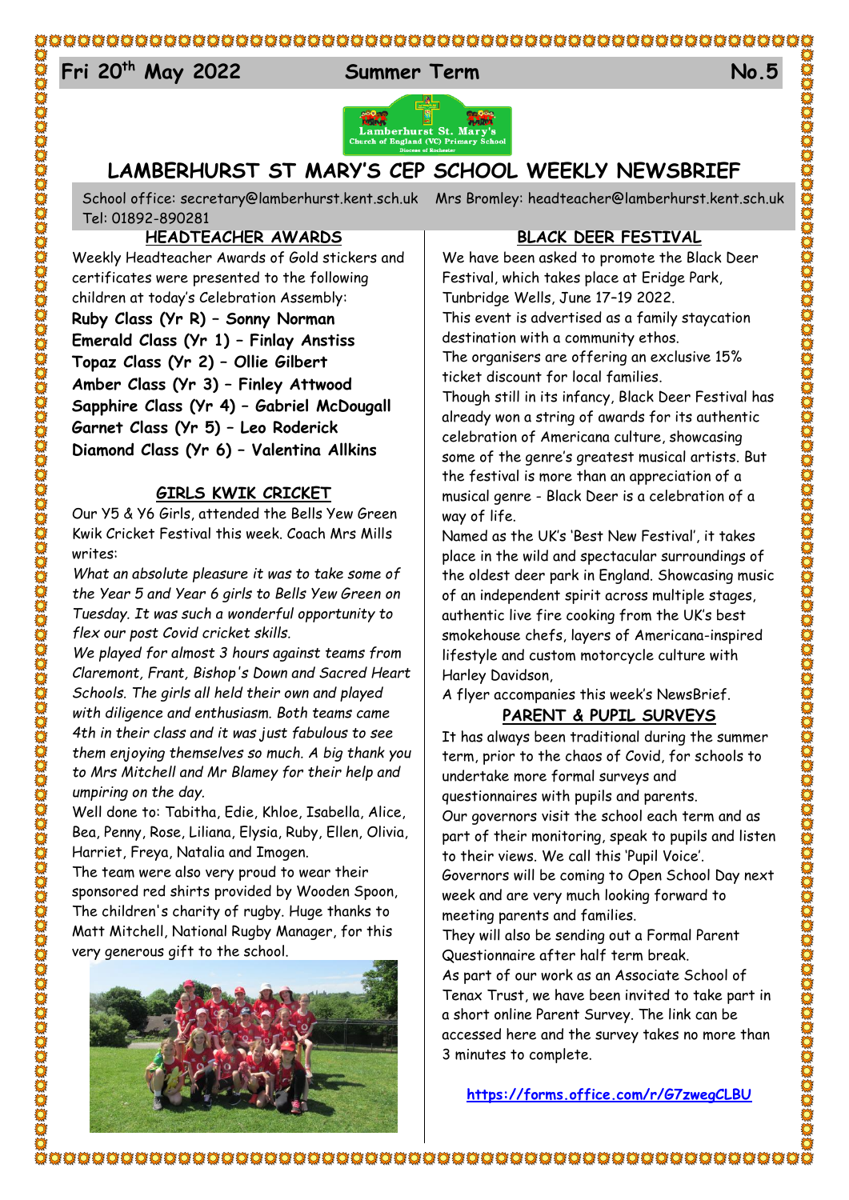**Fri 20th May 2022** **Summer Term** **No.5**

# LAMBERHURST ST MARY'S CEP SCHOOL WEEKLY NEWSBRIEF

School office: secretary@lamberhurst.kent.sch.uk Mrs Bromley: headteacher@lamberhurst.kent.sch.uk
Tel: 01892-890281

## HEADTEACHER AWARDS

Weekly Headteacher Awards of Gold stickers and certificates were presented to the following children at today's Celebration Assembly:

**Ruby Class (Yr R) – Sonny Norman**
**Emerald Class (Yr 1) – Finlay Anstiss**
**Topaz Class (Yr 2) – Ollie Gilbert**
**Amber Class (Yr 3) – Finley Attwood**
**Sapphire Class (Yr 4) – Gabriel McDougall**
**Garnet Class (Yr 5) – Leo Roderick**
**Diamond Class (Yr 6) – Valentina Allkins**

## GIRLS KWIK CRICKET

Our Y5 & Y6 Girls, attended the Bells Yew Green Kwik Cricket Festival this week. Coach Mrs Mills writes:

*What an absolute pleasure it was to take some of the Year 5 and Year 6 girls to Bells Yew Green on Tuesday. It was such a wonderful opportunity to flex our post Covid cricket skills.*

*We played for almost 3 hours against teams from Claremont, Frant, Bishop's Down and Sacred Heart Schools. The girls all held their own and played with diligence and enthusiasm. Both teams came 4th in their class and it was just fabulous to see them enjoying themselves so much. A big thank you to Mrs Mitchell and Mr Blamey for their help and umpiring on the day.*

Well done to: Tabitha, Edie, Khloe, Isabella, Alice, Bea, Penny, Rose, Liliana, Elysia, Ruby, Ellen, Olivia, Harriet, Freya, Natalia and Imogen.

The team were also very proud to wear their sponsored red shirts provided by Wooden Spoon, The children's charity of rugby. Huge thanks to Matt Mitchell, National Rugby Manager, for this very generous gift to the school.

## BLACK DEER FESTIVAL

We have been asked to promote the Black Deer Festival, which takes place at Eridge Park, Tunbridge Wells, June 17–19 2022.

This event is advertised as a family staycation destination with a community ethos.

The organisers are offering an exclusive 15% ticket discount for local families.

Though still in its infancy, Black Deer Festival has already won a string of awards for its authentic celebration of Americana culture, showcasing some of the genre's greatest musical artists. But the festival is more than an appreciation of a musical genre - Black Deer is a celebration of a way of life.

Named as the UK's 'Best New Festival', it takes place in the wild and spectacular surroundings of the oldest deer park in England. Showcasing music of an independent spirit across multiple stages, authentic live fire cooking from the UK's best smokehouse chefs, layers of Americana-inspired lifestyle and custom motorcycle culture with Harley Davidson,

A flyer accompanies this week's NewsBrief.

## PARENT & PUPIL SURVEYS

It has always been traditional during the summer term, prior to the chaos of Covid, for schools to undertake more formal surveys and questionnaires with pupils and parents.

Our governors visit the school each term and as part of their monitoring, speak to pupils and listen to their views. We call this 'Pupil Voice'.

Governors will be coming to Open School Day next week and are very much looking forward to meeting parents and families.

They will also be sending out a Formal Parent Questionnaire after half term break.

As part of our work as an Associate School of Tenax Trust, we have been invited to take part in a short online Parent Survey. The link can be accessed here and the survey takes no more than 3 minutes to complete.

**https://forms.office.com/r/G7zwegCLBU**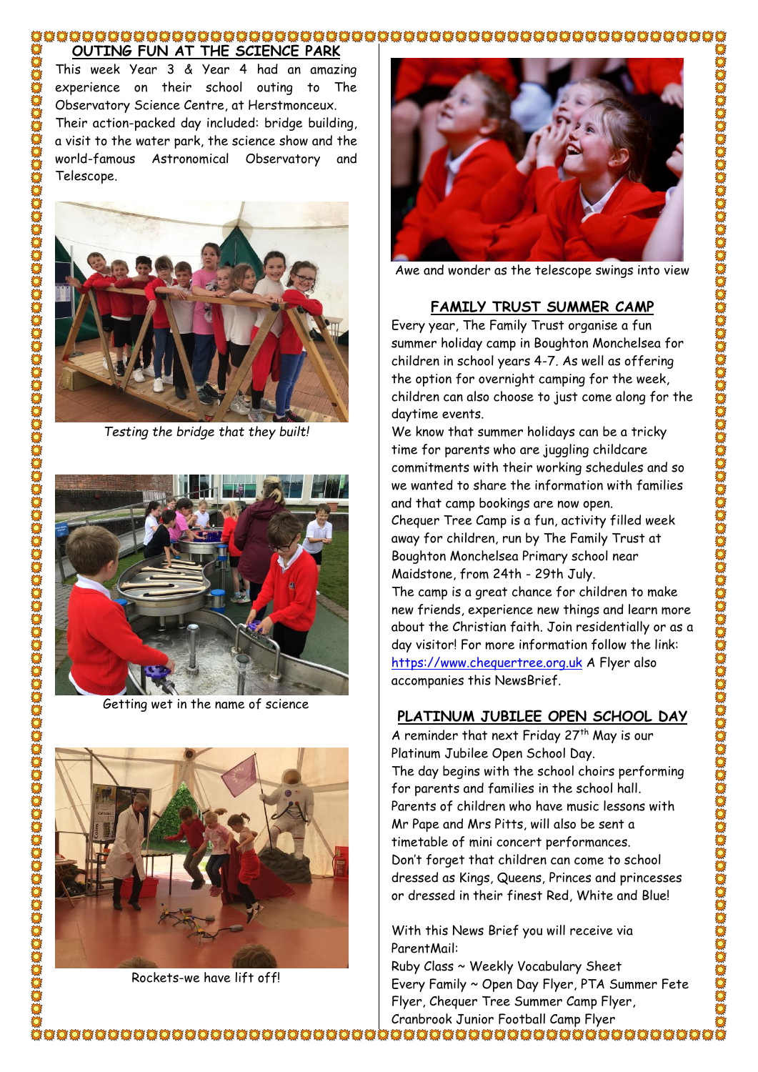## OUTING FUN AT THE SCIENCE PARK

This week Year 3 & Year 4 had an amazing experience on their school outing to The Observatory Science Centre, at Herstmonceux. Their action-packed day included: bridge building, a visit to the water park, the science show and the world-famous Astronomical Observatory and Telescope.

*Testing the bridge that they built!*

Getting wet in the name of science

Rockets-we have lift off!

Awe and wonder as the telescope swings into view

## FAMILY TRUST SUMMER CAMP

Every year, The Family Trust organise a fun summer holiday camp in Boughton Monchelsea for children in school years 4-7. As well as offering the option for overnight camping for the week, children can also choose to just come along for the daytime events.

We know that summer holidays can be a tricky time for parents who are juggling childcare commitments with their working schedules and so we wanted to share the information with families and that camp bookings are now open.

Chequer Tree Camp is a fun, activity filled week away for children, run by The Family Trust at Boughton Monchelsea Primary school near Maidstone, from 24th - 29th July.

The camp is a great chance for children to make new friends, experience new things and learn more about the Christian faith. Join residentially or as a day visitor! For more information follow the link: https://www.chequertree.org.uk A Flyer also accompanies this NewsBrief.

## PLATINUM JUBILEE OPEN SCHOOL DAY

A reminder that next Friday 27th May is our Platinum Jubilee Open School Day.

The day begins with the school choirs performing for parents and families in the school hall. Parents of children who have music lessons with Mr Pape and Mrs Pitts, will also be sent a timetable of mini concert performances.

Don't forget that children can come to school dressed as Kings, Queens, Princes and princesses or dressed in their finest Red, White and Blue!

With this News Brief you will receive via ParentMail:

Ruby Class ~ Weekly Vocabulary Sheet

Every Family ~ Open Day Flyer, PTA Summer Fete Flyer, Chequer Tree Summer Camp Flyer, Cranbrook Junior Football Camp Flyer